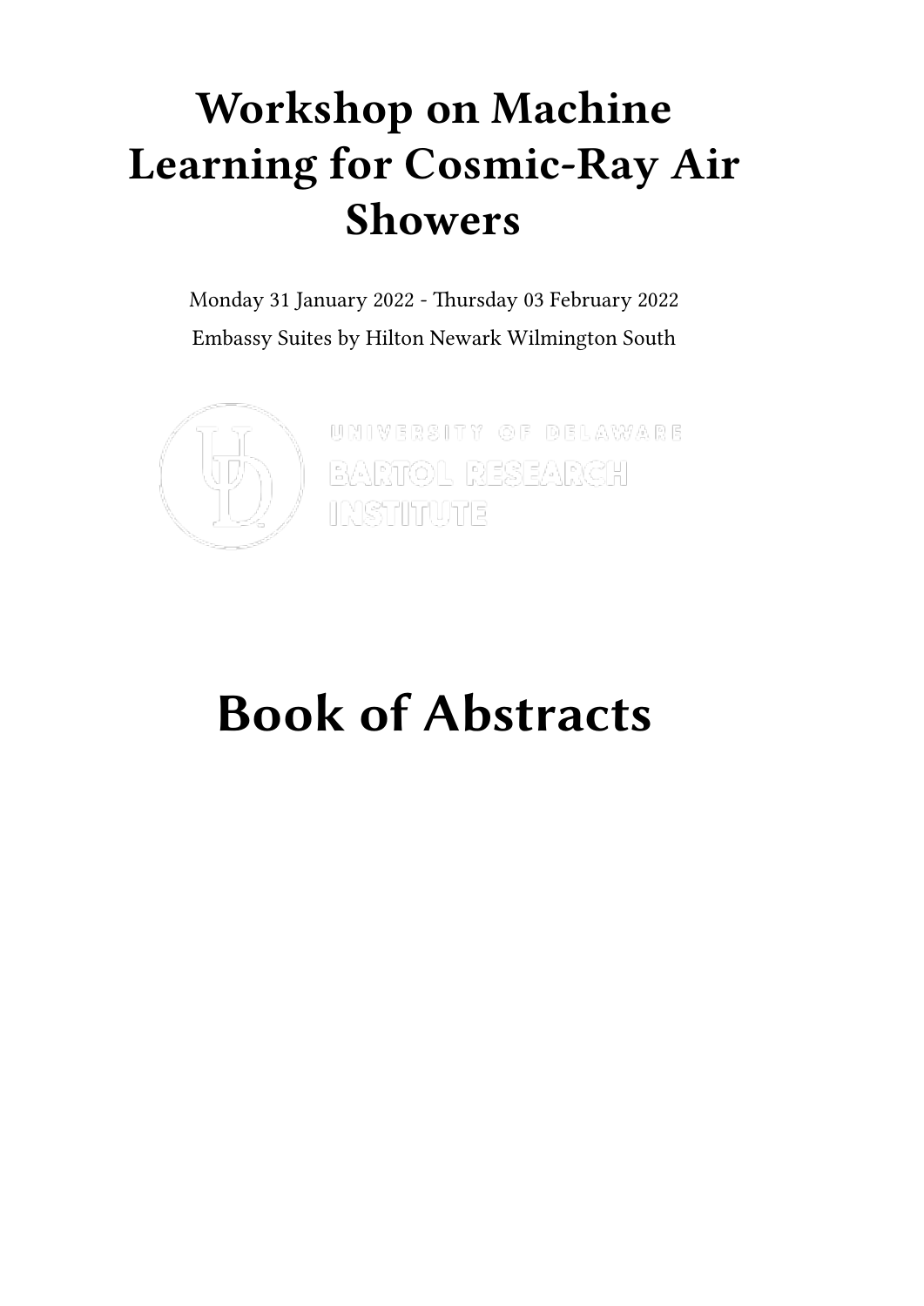# Workshop on Machine Learning for Cosmic-Ray Air Showers

Monday 31 January 2022 - Thursday 03 February 2022

Embassy Suites by Hilton Newark Wilmington South

UNIVERSITY OF DELAWARE

BARTOL RESEARCH INSTITUTE

# Book of Abstracts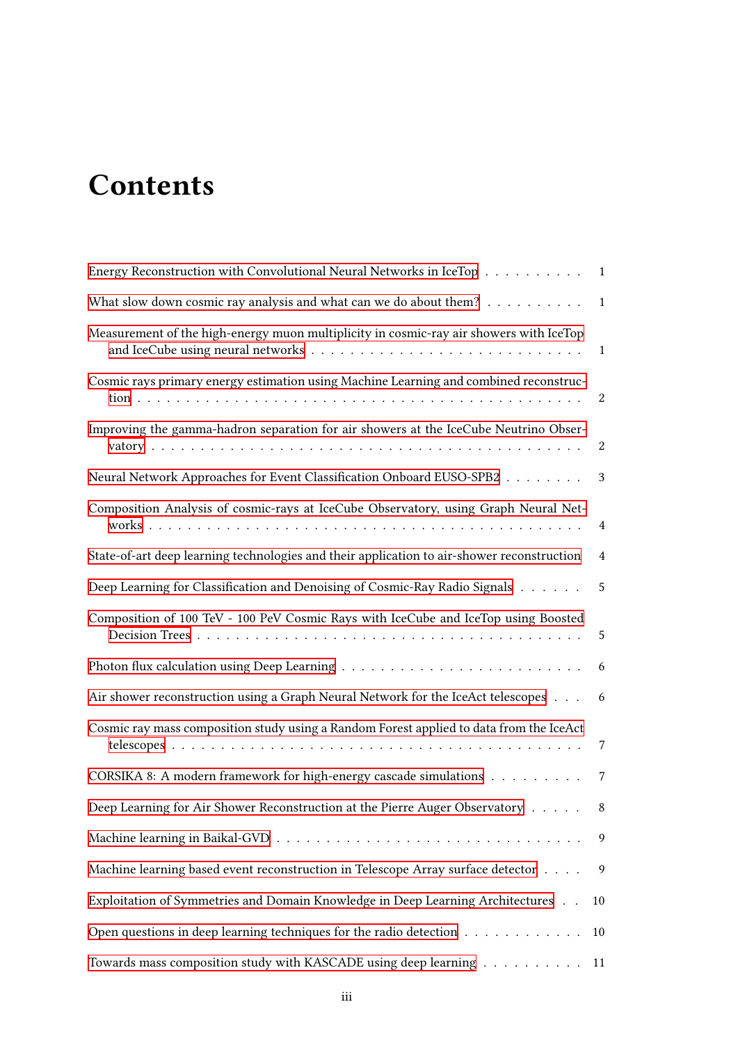# Contents

Energy Reconstruction with Convolutional Neural Networks in IceTop . . . . . . . . . . 1

What slow down cosmic ray analysis and what can we do about them? . . . . . . . . . . 1

Measurement of the high-energy muon multiplicity in cosmic-ray air showers with IceTop and IceCube using neural networks . . . . . . . . . . . . . . . . . . . . . . . . . . . 1

Cosmic rays primary energy estimation using Machine Learning and combined reconstruction . . . . . . . . . . . . . . . . . . . . . . . . . . . . . . . . . . . . . . . . . 2

Improving the gamma-hadron separation for air showers at the IceCube Neutrino Observatory . . . . . . . . . . . . . . . . . . . . . . . . . . . . . . . . . . . . . . . . . . 2

Neural Network Approaches for Event Classification Onboard EUSO-SPB2 . . . . . . . . 3

Composition Analysis of cosmic-rays at IceCube Observatory, using Graph Neural Networks . . . . . . . . . . . . . . . . . . . . . . . . . . . . . . . . . . . . . . . . . . 4

State-of-art deep learning technologies and their application to air-shower reconstruction 4

Deep Learning for Classification and Denoising of Cosmic-Ray Radio Signals . . . . . . 5

Composition of 100 TeV - 100 PeV Cosmic Rays with IceCube and IceTop using Boosted Decision Trees . . . . . . . . . . . . . . . . . . . . . . . . . . . . . . . . . . . . . . 5

Photon flux calculation using Deep Learning . . . . . . . . . . . . . . . . . . . . . . . . 6

Air shower reconstruction using a Graph Neural Network for the IceAct telescopes . . . 6

Cosmic ray mass composition study using a Random Forest applied to data from the IceAct telescopes . . . . . . . . . . . . . . . . . . . . . . . . . . . . . . . . . . . . . . . . 7

CORSIKA 8: A modern framework for high-energy cascade simulations . . . . . . . . . 7

Deep Learning for Air Shower Reconstruction at the Pierre Auger Observatory . . . . . 8

Machine learning in Baikal-GVD . . . . . . . . . . . . . . . . . . . . . . . . . . . . . . 9

Machine learning based event reconstruction in Telescope Array surface detector . . . . 9

Exploitation of Symmetries and Domain Knowledge in Deep Learning Architectures . . 10

Open questions in deep learning techniques for the radio detection . . . . . . . . . . . . 10

Towards mass composition study with KASCADE using deep learning . . . . . . . . . . 11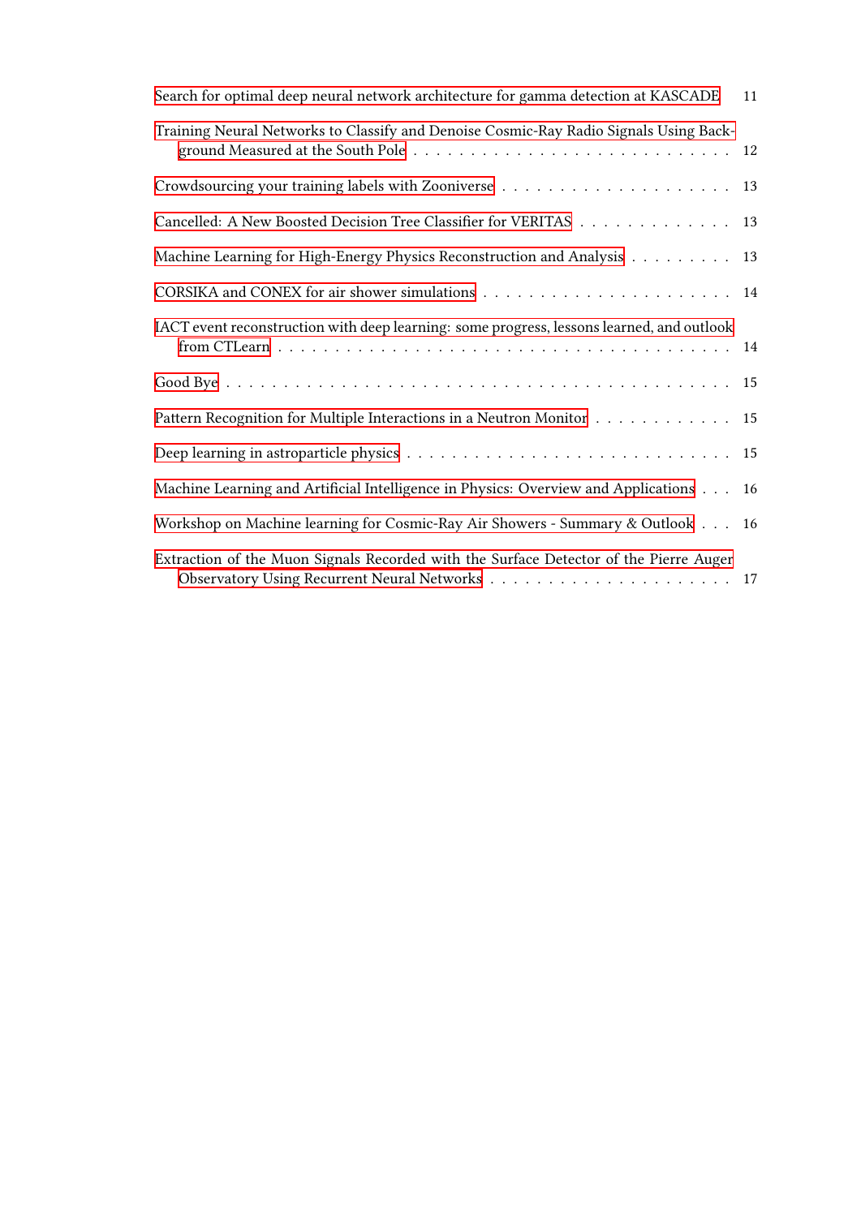Search for optimal deep neural network architecture for gamma detection at KASCADE . . . 11

Training Neural Networks to Classify and Denoise Cosmic-Ray Radio Signals Using Background Measured at the South Pole . . . 12

Crowdsourcing your training labels with Zooniverse . . . 13

Cancelled: A New Boosted Decision Tree Classifier for VERITAS . . . 13

Machine Learning for High-Energy Physics Reconstruction and Analysis . . . 13

CORSIKA and CONEX for air shower simulations . . . 14

IACT event reconstruction with deep learning: some progress, lessons learned, and outlook from CTLearn . . . 14

Good Bye . . . 15

Pattern Recognition for Multiple Interactions in a Neutron Monitor . . . 15

Deep learning in astroparticle physics . . . 15

Machine Learning and Artificial Intelligence in Physics: Overview and Applications . . . 16

Workshop on Machine learning for Cosmic-Ray Air Showers - Summary & Outlook . . . 16

Extraction of the Muon Signals Recorded with the Surface Detector of the Pierre Auger Observatory Using Recurrent Neural Networks . . . 17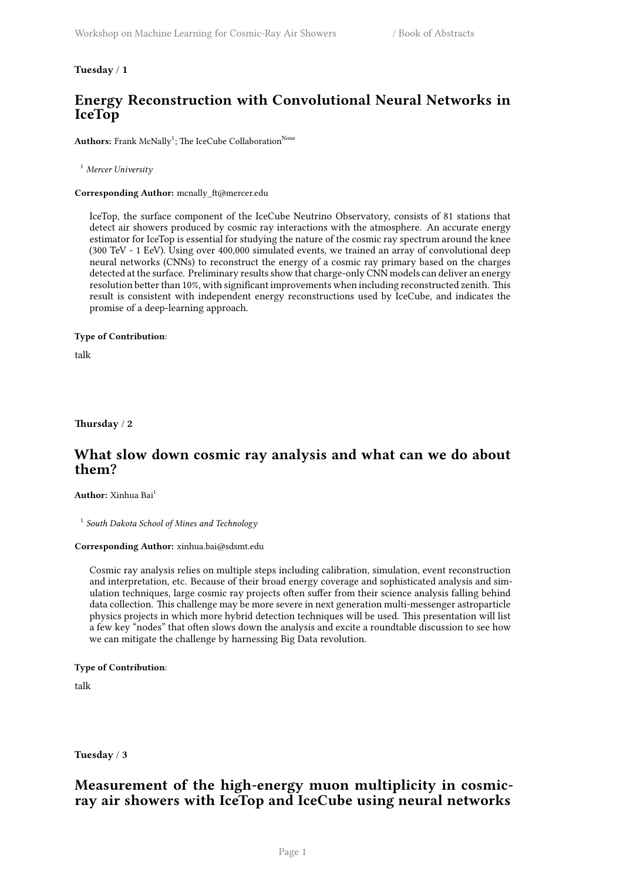**Tuesday / 1**

## Energy Reconstruction with Convolutional Neural Networks in IceTop

**Authors:** Frank McNally[1]; The IceCube Collaboration[None]

[1] *Mercer University*

**Corresponding Author:** mcnally_ft@mercer.edu

IceTop, the surface component of the IceCube Neutrino Observatory, consists of 81 stations that detect air showers produced by cosmic ray interactions with the atmosphere. An accurate energy estimator for IceTop is essential for studying the nature of the cosmic ray spectrum around the knee (300 TeV - 1 EeV). Using over 400,000 simulated events, we trained an array of convolutional deep neural networks (CNNs) to reconstruct the energy of a cosmic ray primary based on the charges detected at the surface. Preliminary results show that charge-only CNN models can deliver an energy resolution better than 10%, with significant improvements when including reconstructed zenith. This result is consistent with independent energy reconstructions used by IceCube, and indicates the promise of a deep-learning approach.

**Type of Contribution**:

talk

**Thursday / 2**

## What slow down cosmic ray analysis and what can we do about them?

**Author:** Xinhua Bai[1]

[1] *South Dakota School of Mines and Technology*

**Corresponding Author:** xinhua.bai@sdsmt.edu

Cosmic ray analysis relies on multiple steps including calibration, simulation, event reconstruction and interpretation, etc. Because of their broad energy coverage and sophisticated analysis and simulation techniques, large cosmic ray projects often suffer from their science analysis falling behind data collection. This challenge may be more severe in next generation multi-messenger astroparticle physics projects in which more hybrid detection techniques will be used. This presentation will list a few key "nodes" that often slows down the analysis and excite a roundtable discussion to see how we can mitigate the challenge by harnessing Big Data revolution.

**Type of Contribution**:

talk

**Tuesday / 3**

## Measurement of the high-energy muon multiplicity in cosmic-ray air showers with IceTop and IceCube using neural networks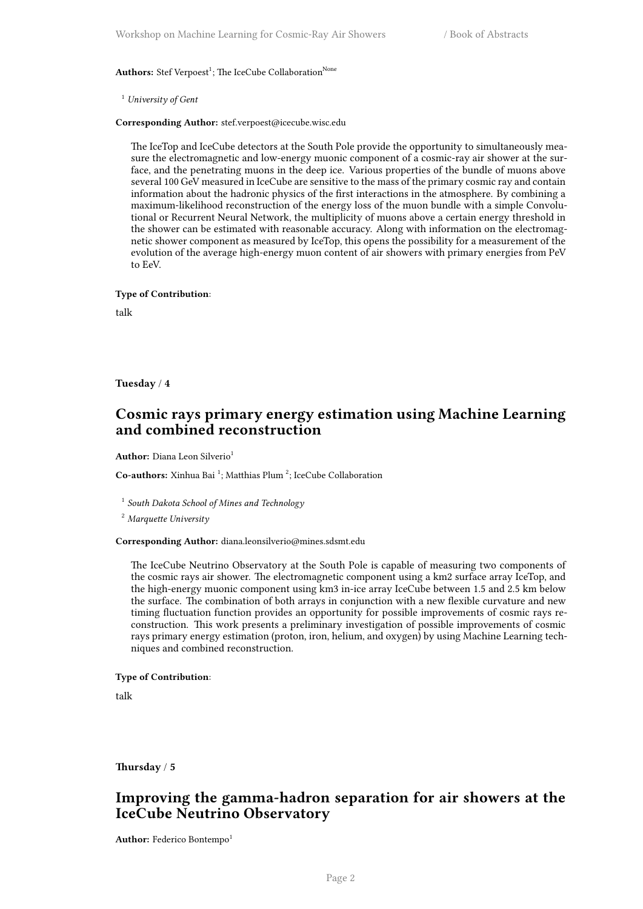**Authors:** Stef Verpoest[1]; The IceCube Collaboration[None]

[1] *University of Gent*

**Corresponding Author:** stef.verpoest@icecube.wisc.edu

The IceTop and IceCube detectors at the South Pole provide the opportunity to simultaneously measure the electromagnetic and low-energy muonic component of a cosmic-ray air shower at the surface, and the penetrating muons in the deep ice. Various properties of the bundle of muons above several 100 GeV measured in IceCube are sensitive to the mass of the primary cosmic ray and contain information about the hadronic physics of the first interactions in the atmosphere. By combining a maximum-likelihood reconstruction of the energy loss of the muon bundle with a simple Convolutional or Recurrent Neural Network, the multiplicity of muons above a certain energy threshold in the shower can be estimated with reasonable accuracy. Along with information on the electromagnetic shower component as measured by IceTop, this opens the possibility for a measurement of the evolution of the average high-energy muon content of air showers with primary energies from PeV to EeV.

**Type of Contribution**:

talk

**Tuesday** / **4**

## Cosmic rays primary energy estimation using Machine Learning and combined reconstruction

**Author:** Diana Leon Silverio[1]

**Co-authors:** Xinhua Bai [1]; Matthias Plum [2]; IceCube Collaboration

[1] *South Dakota School of Mines and Technology*

[2] *Marquette University*

**Corresponding Author:** diana.leonsilverio@mines.sdsmt.edu

The IceCube Neutrino Observatory at the South Pole is capable of measuring two components of the cosmic rays air shower. The electromagnetic component using a km2 surface array IceTop, and the high-energy muonic component using km3 in-ice array IceCube between 1.5 and 2.5 km below the surface. The combination of both arrays in conjunction with a new flexible curvature and new timing fluctuation function provides an opportunity for possible improvements of cosmic rays reconstruction. This work presents a preliminary investigation of possible improvements of cosmic rays primary energy estimation (proton, iron, helium, and oxygen) by using Machine Learning techniques and combined reconstruction.

**Type of Contribution**:

talk

**Thursday** / **5**

## Improving the gamma-hadron separation for air showers at the IceCube Neutrino Observatory

**Author:** Federico Bontempo[1]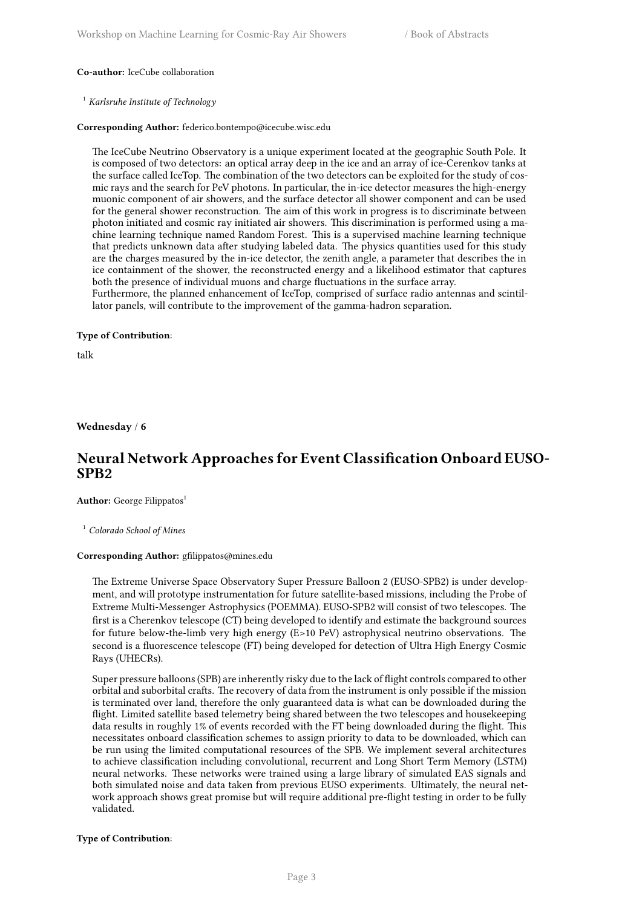**Co-author:** IceCube collaboration

[1] *Karlsruhe Institute of Technology*

**Corresponding Author:** federico.bontempo@icecube.wisc.edu

The IceCube Neutrino Observatory is a unique experiment located at the geographic South Pole. It is composed of two detectors: an optical array deep in the ice and an array of ice-Cerenkov tanks at the surface called IceTop. The combination of the two detectors can be exploited for the study of cosmic rays and the search for PeV photons. In particular, the in-ice detector measures the high-energy muonic component of air showers, and the surface detector all shower component and can be used for the general shower reconstruction. The aim of this work in progress is to discriminate between photon initiated and cosmic ray initiated air showers. This discrimination is performed using a machine learning technique named Random Forest. This is a supervised machine learning technique that predicts unknown data after studying labeled data. The physics quantities used for this study are the charges measured by the in-ice detector, the zenith angle, a parameter that describes the in ice containment of the shower, the reconstructed energy and a likelihood estimator that captures both the presence of individual muons and charge fluctuations in the surface array.
Furthermore, the planned enhancement of IceTop, comprised of surface radio antennas and scintillator panels, will contribute to the improvement of the gamma-hadron separation.

**Type of Contribution**:

talk

**Wednesday** / **6**

## Neural Network Approaches for Event Classification Onboard EUSO-SPB2

**Author:** George Filippatos[1]

[1] *Colorado School of Mines*

**Corresponding Author:** gfilippatos@mines.edu

The Extreme Universe Space Observatory Super Pressure Balloon 2 (EUSO-SPB2) is under development, and will prototype instrumentation for future satellite-based missions, including the Probe of Extreme Multi-Messenger Astrophysics (POEMMA). EUSO-SPB2 will consist of two telescopes. The first is a Cherenkov telescope (CT) being developed to identify and estimate the background sources for future below-the-limb very high energy (E>10 PeV) astrophysical neutrino observations. The second is a fluorescence telescope (FT) being developed for detection of Ultra High Energy Cosmic Rays (UHECRs).

Super pressure balloons (SPB) are inherently risky due to the lack of flight controls compared to other orbital and suborbital crafts. The recovery of data from the instrument is only possible if the mission is terminated over land, therefore the only guaranteed data is what can be downloaded during the flight. Limited satellite based telemetry being shared between the two telescopes and housekeeping data results in roughly 1% of events recorded with the FT being downloaded during the flight. This necessitates onboard classification schemes to assign priority to data to be downloaded, which can be run using the limited computational resources of the SPB. We implement several architectures to achieve classification including convolutional, recurrent and Long Short Term Memory (LSTM) neural networks. These networks were trained using a large library of simulated EAS signals and both simulated noise and data taken from previous EUSO experiments. Ultimately, the neural network approach shows great promise but will require additional pre-flight testing in order to be fully validated.

**Type of Contribution**: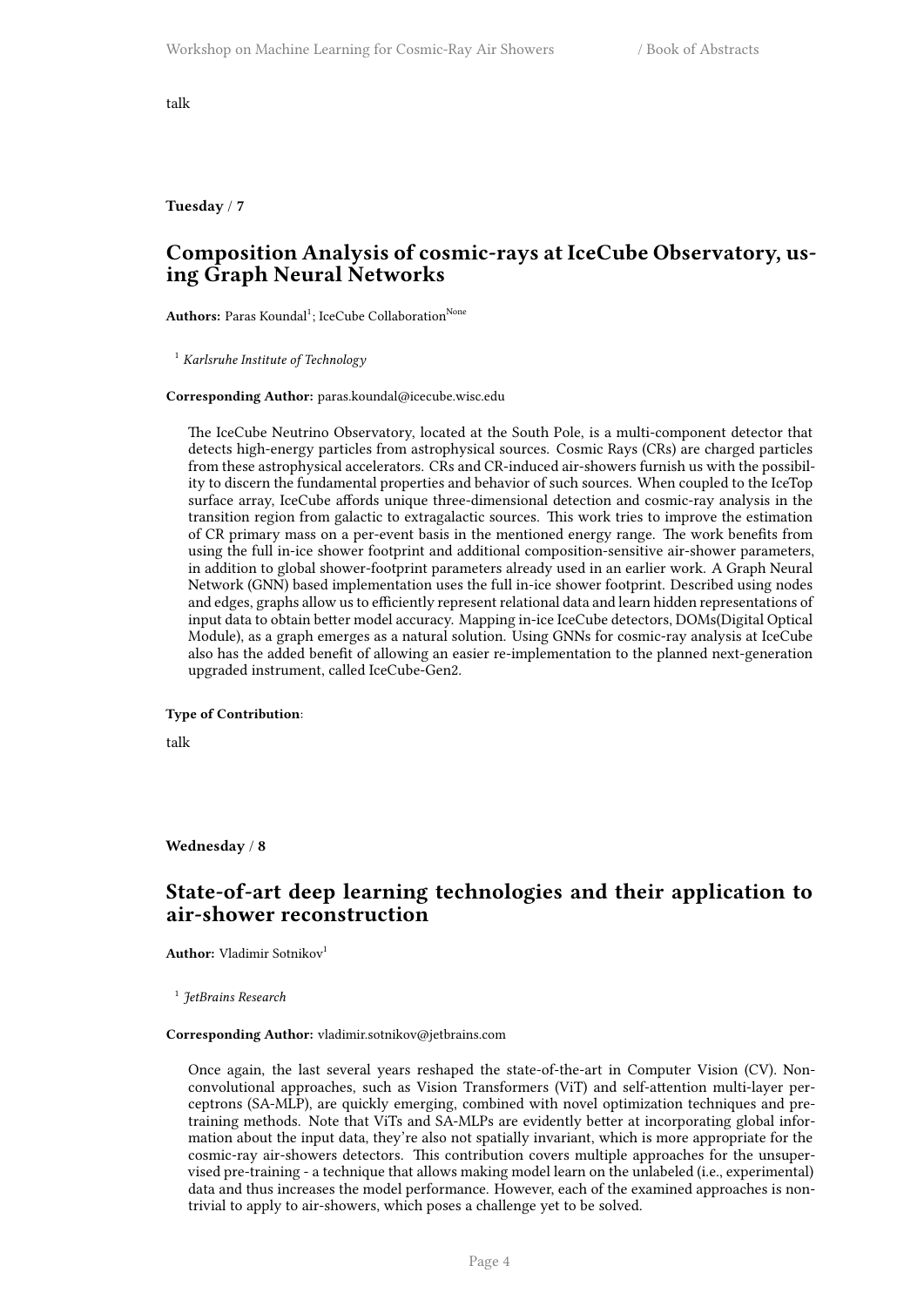talk

**Tuesday / 7**

## Composition Analysis of cosmic-rays at IceCube Observatory, using Graph Neural Networks

**Authors:** Paras Koundal[1]; IceCube Collaboration[None]

[1] *Karlsruhe Institute of Technology*

**Corresponding Author:** paras.koundal@icecube.wisc.edu

The IceCube Neutrino Observatory, located at the South Pole, is a multi-component detector that detects high-energy particles from astrophysical sources. Cosmic Rays (CRs) are charged particles from these astrophysical accelerators. CRs and CR-induced air-showers furnish us with the possibility to discern the fundamental properties and behavior of such sources. When coupled to the IceTop surface array, IceCube affords unique three-dimensional detection and cosmic-ray analysis in the transition region from galactic to extragalactic sources. This work tries to improve the estimation of CR primary mass on a per-event basis in the mentioned energy range. The work benefits from using the full in-ice shower footprint and additional composition-sensitive air-shower parameters, in addition to global shower-footprint parameters already used in an earlier work. A Graph Neural Network (GNN) based implementation uses the full in-ice shower footprint. Described using nodes and edges, graphs allow us to efficiently represent relational data and learn hidden representations of input data to obtain better model accuracy. Mapping in-ice IceCube detectors, DOMs(Digital Optical Module), as a graph emerges as a natural solution. Using GNNs for cosmic-ray analysis at IceCube also has the added benefit of allowing an easier re-implementation to the planned next-generation upgraded instrument, called IceCube-Gen2.

**Type of Contribution**:

talk

**Wednesday / 8**

## State-of-art deep learning technologies and their application to air-shower reconstruction

**Author:** Vladimir Sotnikov[1]

[1] *JetBrains Research*

**Corresponding Author:** vladimir.sotnikov@jetbrains.com

Once again, the last several years reshaped the state-of-the-art in Computer Vision (CV). Non-convolutional approaches, such as Vision Transformers (ViT) and self-attention multi-layer perceptrons (SA-MLP), are quickly emerging, combined with novel optimization techniques and pre-training methods. Note that ViTs and SA-MLPs are evidently better at incorporating global information about the input data, they're also not spatially invariant, which is more appropriate for the cosmic-ray air-showers detectors. This contribution covers multiple approaches for the unsupervised pre-training - a technique that allows making model learn on the unlabeled (i.e., experimental) data and thus increases the model performance. However, each of the examined approaches is non-trivial to apply to air-showers, which poses a challenge yet to be solved.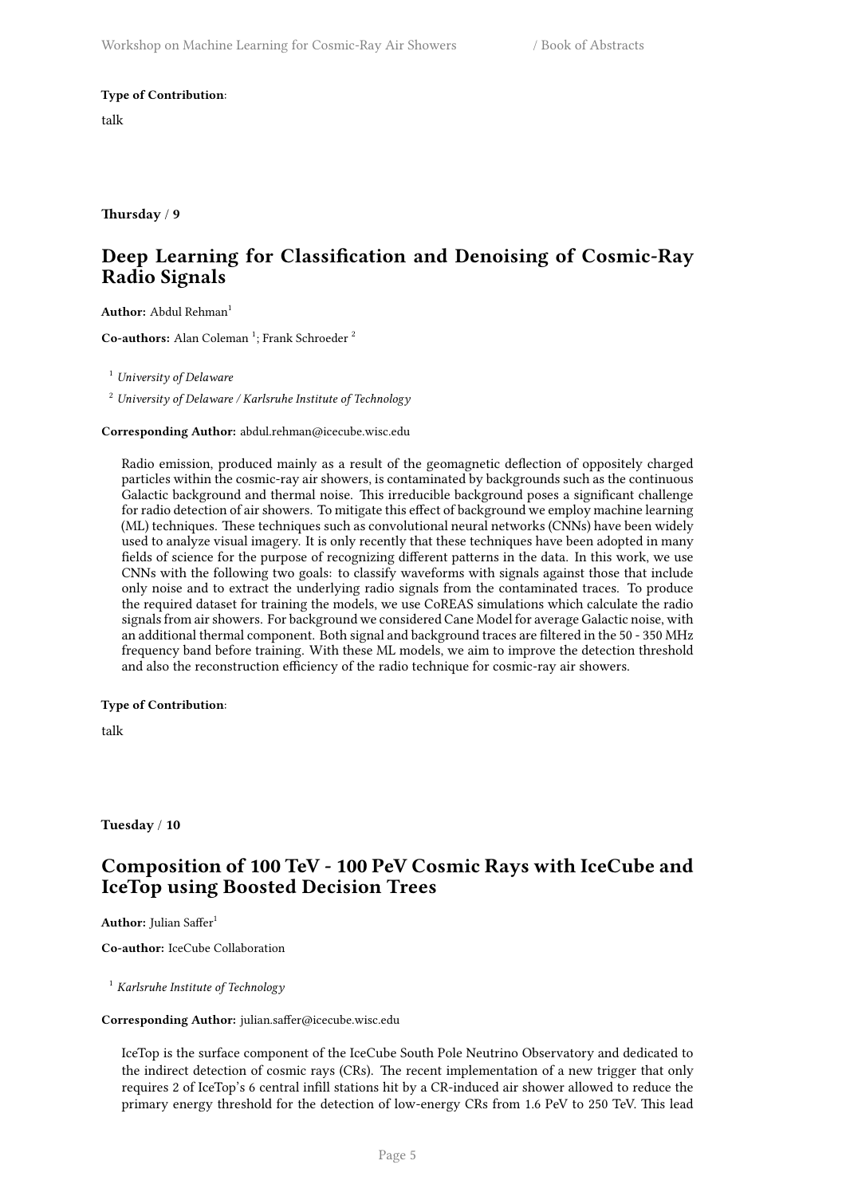**Type of Contribution**:

talk

**Thursday / 9**

## Deep Learning for Classification and Denoising of Cosmic-Ray Radio Signals

**Author:** Abdul Rehman[1]

**Co-authors:** Alan Coleman [1]; Frank Schroeder [2]

[1] *University of Delaware*

[2] *University of Delaware / Karlsruhe Institute of Technology*

**Corresponding Author:** abdul.rehman@icecube.wisc.edu

Radio emission, produced mainly as a result of the geomagnetic deflection of oppositely charged particles within the cosmic-ray air showers, is contaminated by backgrounds such as the continuous Galactic background and thermal noise. This irreducible background poses a significant challenge for radio detection of air showers. To mitigate this effect of background we employ machine learning (ML) techniques. These techniques such as convolutional neural networks (CNNs) have been widely used to analyze visual imagery. It is only recently that these techniques have been adopted in many fields of science for the purpose of recognizing different patterns in the data. In this work, we use CNNs with the following two goals: to classify waveforms with signals against those that include only noise and to extract the underlying radio signals from the contaminated traces. To produce the required dataset for training the models, we use CoREAS simulations which calculate the radio signals from air showers. For background we considered Cane Model for average Galactic noise, with an additional thermal component. Both signal and background traces are filtered in the 50 - 350 MHz frequency band before training. With these ML models, we aim to improve the detection threshold and also the reconstruction efficiency of the radio technique for cosmic-ray air showers.

**Type of Contribution**:

talk

**Tuesday / 10**

## Composition of 100 TeV - 100 PeV Cosmic Rays with IceCube and IceTop using Boosted Decision Trees

**Author:** Julian Saffer[1]

**Co-author:** IceCube Collaboration

[1] *Karlsruhe Institute of Technology*

**Corresponding Author:** julian.saffer@icecube.wisc.edu

IceTop is the surface component of the IceCube South Pole Neutrino Observatory and dedicated to the indirect detection of cosmic rays (CRs). The recent implementation of a new trigger that only requires 2 of IceTop's 6 central infill stations hit by a CR-induced air shower allowed to reduce the primary energy threshold for the detection of low-energy CRs from 1.6 PeV to 250 TeV. This lead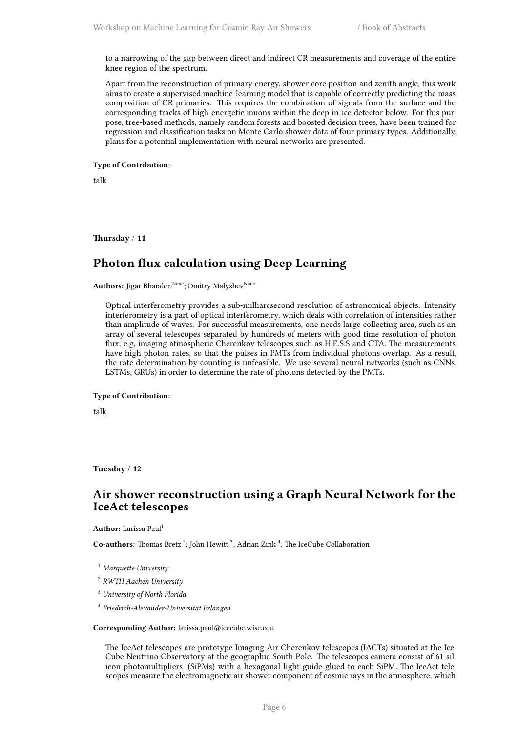to a narrowing of the gap between direct and indirect CR measurements and coverage of the entire knee region of the spectrum.

Apart from the reconstruction of primary energy, shower core position and zenith angle, this work aims to create a supervised machine-learning model that is capable of correctly predicting the mass composition of CR primaries. This requires the combination of signals from the surface and the corresponding tracks of high-energetic muons within the deep in-ice detector below. For this purpose, tree-based methods, namely random forests and boosted decision trees, have been trained for regression and classification tasks on Monte Carlo shower data of four primary types. Additionally, plans for a potential implementation with neural networks are presented.

**Type of Contribution**:

talk

**Thursday / 11**

## Photon flux calculation using Deep Learning

**Authors:** Jigar Bhanderi[None]; Dmitry Malyshev[None]

Optical interferometry provides a sub-milliarcsecond resolution of astronomical objects. Intensity interferometry is a part of optical interferometry, which deals with correlation of intensities rather than amplitude of waves. For successful measurements, one needs large collecting area, such as an array of several telescopes separated by hundreds of meters with good time resolution of photon flux, e.g, imaging atmospheric Cherenkov telescopes such as H.E.S.S and CTA. The measurements have high photon rates, so that the pulses in PMTs from individual photons overlap. As a result, the rate determination by counting is unfeasible. We use several neural networks (such as CNNs, LSTMs, GRUs) in order to determine the rate of photons detected by the PMTs.

**Type of Contribution**:

talk

**Tuesday / 12**

## Air shower reconstruction using a Graph Neural Network for the IceAct telescopes

**Author:** Larissa Paul[1]

**Co-authors:** Thomas Bretz [2]; John Hewitt [3]; Adrian Zink [4]; The IceCube Collaboration

[1] *Marquette University*

[2] *RWTH Aachen University*

[3] *University of North Florida*

[4] *Friedrich-Alexander-Universität Erlangen*

**Corresponding Author:** larissa.paul@icecube.wisc.edu

The IceAct telescopes are prototype Imaging Air Cherenkov telescopes (IACTs) situated at the IceCube Neutrino Observatory at the geographic South Pole. The telescopes camera consist of 61 silicon photomultipliers (SiPMs) with a hexagonal light guide glued to each SiPM. The IceAct telescopes measure the electromagnetic air shower component of cosmic rays in the atmosphere, which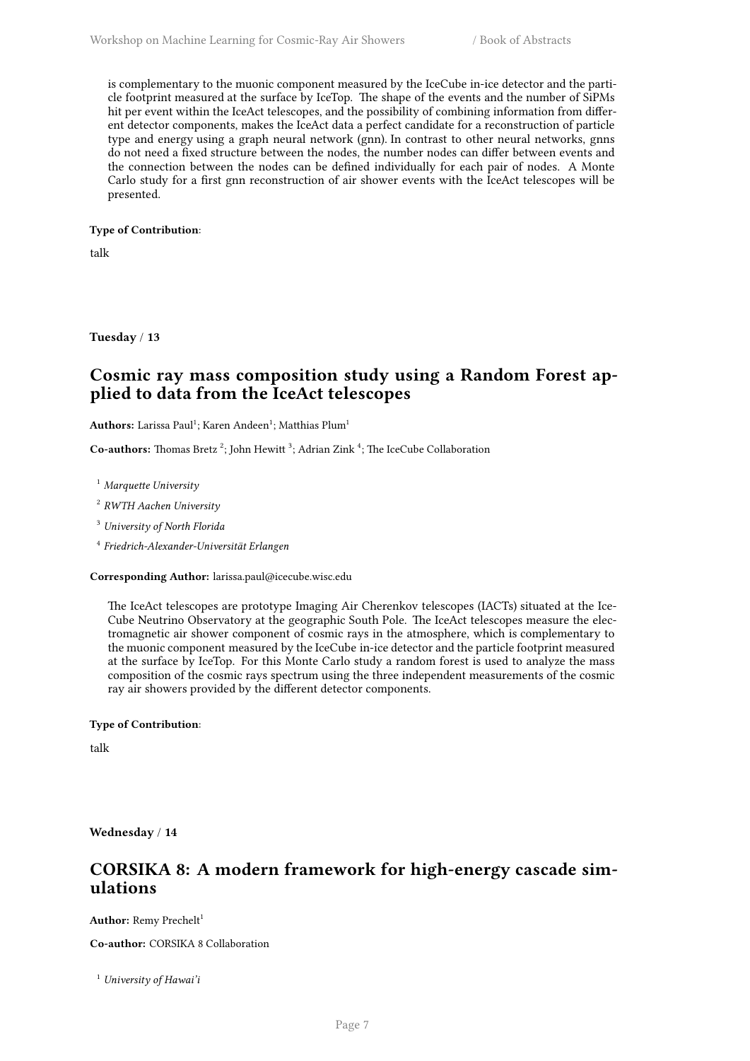is complementary to the muonic component measured by the IceCube in-ice detector and the particle footprint measured at the surface by IceTop. The shape of the events and the number of SiPMs hit per event within the IceAct telescopes, and the possibility of combining information from different detector components, makes the IceAct data a perfect candidate for a reconstruction of particle type and energy using a graph neural network (gnn). In contrast to other neural networks, gnns do not need a fixed structure between the nodes, the number nodes can differ between events and the connection between the nodes can be defined individually for each pair of nodes. A Monte Carlo study for a first gnn reconstruction of air shower events with the IceAct telescopes will be presented.

**Type of Contribution**:

talk

**Tuesday** / **13**

## Cosmic ray mass composition study using a Random Forest applied to data from the IceAct telescopes

**Authors:** Larissa Paul[1]; Karen Andeen[1]; Matthias Plum[1]

**Co-authors:** Thomas Bretz [2]; John Hewitt [3]; Adrian Zink [4]; The IceCube Collaboration

[1] *Marquette University*

[2] *RWTH Aachen University*

[3] *University of North Florida*

[4] *Friedrich-Alexander-Universität Erlangen*

**Corresponding Author:** larissa.paul@icecube.wisc.edu

The IceAct telescopes are prototype Imaging Air Cherenkov telescopes (IACTs) situated at the IceCube Neutrino Observatory at the geographic South Pole. The IceAct telescopes measure the electromagnetic air shower component of cosmic rays in the atmosphere, which is complementary to the muonic component measured by the IceCube in-ice detector and the particle footprint measured at the surface by IceTop. For this Monte Carlo study a random forest is used to analyze the mass composition of the cosmic rays spectrum using the three independent measurements of the cosmic ray air showers provided by the different detector components.

**Type of Contribution**:

talk

**Wednesday** / **14**

## CORSIKA 8: A modern framework for high-energy cascade simulations

**Author:** Remy Prechelt[1]

**Co-author:** CORSIKA 8 Collaboration

[1] *University of Hawai'i*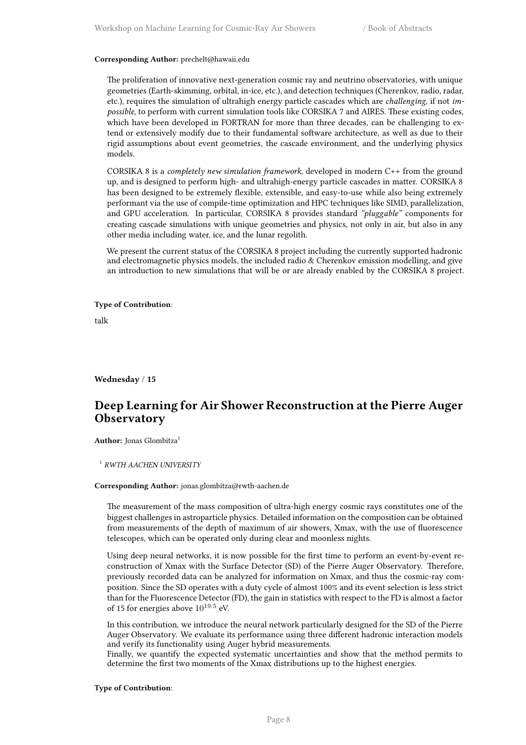**Corresponding Author:** prechelt@hawaii.edu

The proliferation of innovative next-generation cosmic ray and neutrino observatories, with unique geometries (Earth-skimming, orbital, in-ice, etc.), and detection techniques (Cherenkov, radio, radar, etc.), requires the simulation of ultrahigh energy particle cascades which are *challenging*, if not *impossible*, to perform with current simulation tools like CORSIKA 7 and AIRES. These existing codes, which have been developed in FORTRAN for more than three decades, can be challenging to extend or extensively modify due to their fundamental software architecture, as well as due to their rigid assumptions about event geometries, the cascade environment, and the underlying physics models.

CORSIKA 8 is a *completely new simulation framework*, developed in modern C++ from the ground up, and is designed to perform high- and ultrahigh-energy particle cascades in matter. CORSIKA 8 has been designed to be extremely flexible, extensible, and easy-to-use while also being extremely performant via the use of compile-time optimization and HPC techniques like SIMD, parallelization, and GPU acceleration. In particular, CORSIKA 8 provides standard *"pluggable"* components for creating cascade simulations with unique geometries and physics, not only in air, but also in any other media including water, ice, and the lunar regolith.

We present the current status of the CORSIKA 8 project including the currently supported hadronic and electromagnetic physics models, the included radio & Cherenkov emission modelling, and give an introduction to new simulations that will be or are already enabled by the CORSIKA 8 project.

**Type of Contribution**:

talk

**Wednesday / 15**

## Deep Learning for Air Shower Reconstruction at the Pierre Auger Observatory

**Author:** Jonas Glombitza[1]

[1] *RWTH AACHEN UNIVERSITY*

**Corresponding Author:** jonas.glombitza@rwth-aachen.de

The measurement of the mass composition of ultra-high energy cosmic rays constitutes one of the biggest challenges in astroparticle physics. Detailed information on the composition can be obtained from measurements of the depth of maximum of air showers, Xmax, with the use of fluorescence telescopes, which can be operated only during clear and moonless nights.

Using deep neural networks, it is now possible for the first time to perform an event-by-event reconstruction of Xmax with the Surface Detector (SD) of the Pierre Auger Observatory. Therefore, previously recorded data can be analyzed for information on Xmax, and thus the cosmic-ray composition. Since the SD operates with a duty cycle of almost 100% and its event selection is less strict than for the Fluorescence Detector (FD), the gain in statistics with respect to the FD is almost a factor of 15 for energies above $10^{19.5}$ eV.

In this contribution, we introduce the neural network particularly designed for the SD of the Pierre Auger Observatory. We evaluate its performance using three different hadronic interaction models and verify its functionality using Auger hybrid measurements.
Finally, we quantify the expected systematic uncertainties and show that the method permits to determine the first two moments of the Xmax distributions up to the highest energies.

**Type of Contribution**: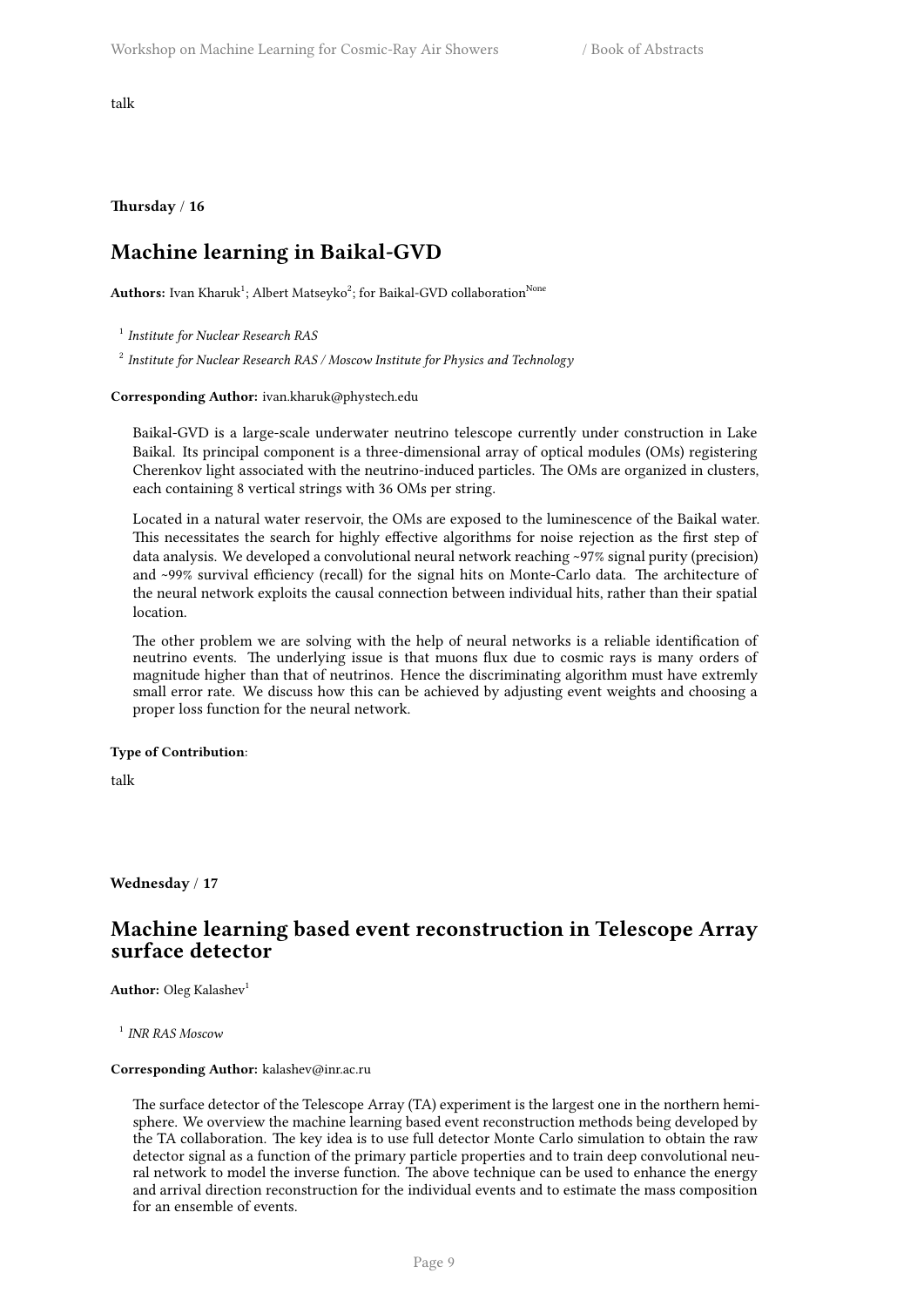talk

**Thursday** / **16**

## Machine learning in Baikal-GVD

**Authors:** Ivan Kharuk[1]; Albert Matseyko[2]; for Baikal-GVD collaboration[None]

[1] *Institute for Nuclear Research RAS*

[2] *Institute for Nuclear Research RAS / Moscow Institute for Physics and Technology*

**Corresponding Author:** ivan.kharuk@phystech.edu

Baikal-GVD is a large-scale underwater neutrino telescope currently under construction in Lake Baikal. Its principal component is a three-dimensional array of optical modules (OMs) registering Cherenkov light associated with the neutrino-induced particles. The OMs are organized in clusters, each containing 8 vertical strings with 36 OMs per string.

Located in a natural water reservoir, the OMs are exposed to the luminescence of the Baikal water. This necessitates the search for highly effective algorithms for noise rejection as the first step of data analysis. We developed a convolutional neural network reaching ~97% signal purity (precision) and ~99% survival efficiency (recall) for the signal hits on Monte-Carlo data. The architecture of the neural network exploits the causal connection between individual hits, rather than their spatial location.

The other problem we are solving with the help of neural networks is a reliable identification of neutrino events. The underlying issue is that muons flux due to cosmic rays is many orders of magnitude higher than that of neutrinos. Hence the discriminating algorithm must have extremly small error rate. We discuss how this can be achieved by adjusting event weights and choosing a proper loss function for the neural network.

**Type of Contribution**:

talk

**Wednesday** / **17**

## Machine learning based event reconstruction in Telescope Array surface detector

**Author:** Oleg Kalashev[1]

[1] *INR RAS Moscow*

**Corresponding Author:** kalashev@inr.ac.ru

The surface detector of the Telescope Array (TA) experiment is the largest one in the northern hemisphere. We overview the machine learning based event reconstruction methods being developed by the TA collaboration. The key idea is to use full detector Monte Carlo simulation to obtain the raw detector signal as a function of the primary particle properties and to train deep convolutional neural network to model the inverse function. The above technique can be used to enhance the energy and arrival direction reconstruction for the individual events and to estimate the mass composition for an ensemble of events.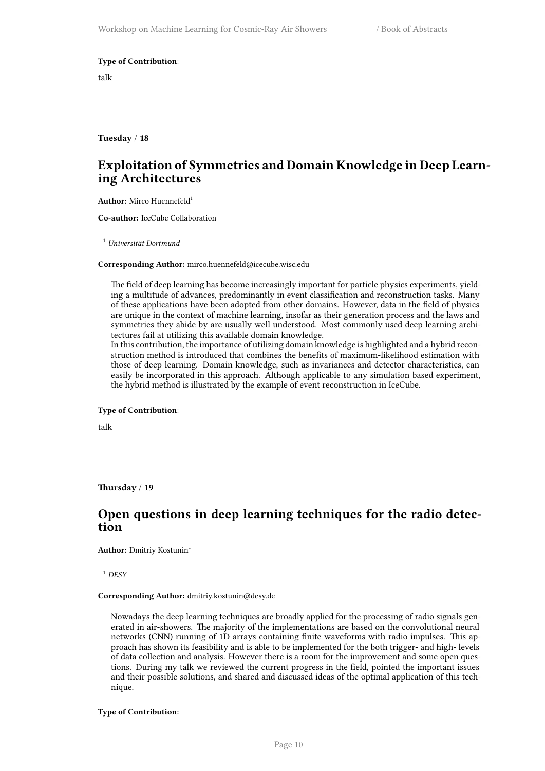**Type of Contribution**:

talk

**Tuesday** / **18**

## Exploitation of Symmetries and Domain Knowledge in Deep Learning Architectures

**Author:** Mirco Huennefeld[1]

**Co-author:** IceCube Collaboration

[1] *Universität Dortmund*

**Corresponding Author:** mirco.huennefeld@icecube.wisc.edu

The field of deep learning has become increasingly important for particle physics experiments, yielding a multitude of advances, predominantly in event classification and reconstruction tasks. Many of these applications have been adopted from other domains. However, data in the field of physics are unique in the context of machine learning, insofar as their generation process and the laws and symmetries they abide by are usually well understood. Most commonly used deep learning architectures fail at utilizing this available domain knowledge.
In this contribution, the importance of utilizing domain knowledge is highlighted and a hybrid reconstruction method is introduced that combines the benefits of maximum-likelihood estimation with those of deep learning. Domain knowledge, such as invariances and detector characteristics, can easily be incorporated in this approach. Although applicable to any simulation based experiment, the hybrid method is illustrated by the example of event reconstruction in IceCube.

**Type of Contribution**:

talk

**Thursday** / **19**

## Open questions in deep learning techniques for the radio detection

**Author:** Dmitriy Kostunin[1]

[1] *DESY*

**Corresponding Author:** dmitriy.kostunin@desy.de

Nowadays the deep learning techniques are broadly applied for the processing of radio signals generated in air-showers. The majority of the implementations are based on the convolutional neural networks (CNN) running of 1D arrays containing finite waveforms with radio impulses. This approach has shown its feasibility and is able to be implemented for the both trigger- and high- levels of data collection and analysis. However there is a room for the improvement and some open questions. During my talk we reviewed the current progress in the field, pointed the important issues and their possible solutions, and shared and discussed ideas of the optimal application of this technique.

**Type of Contribution**: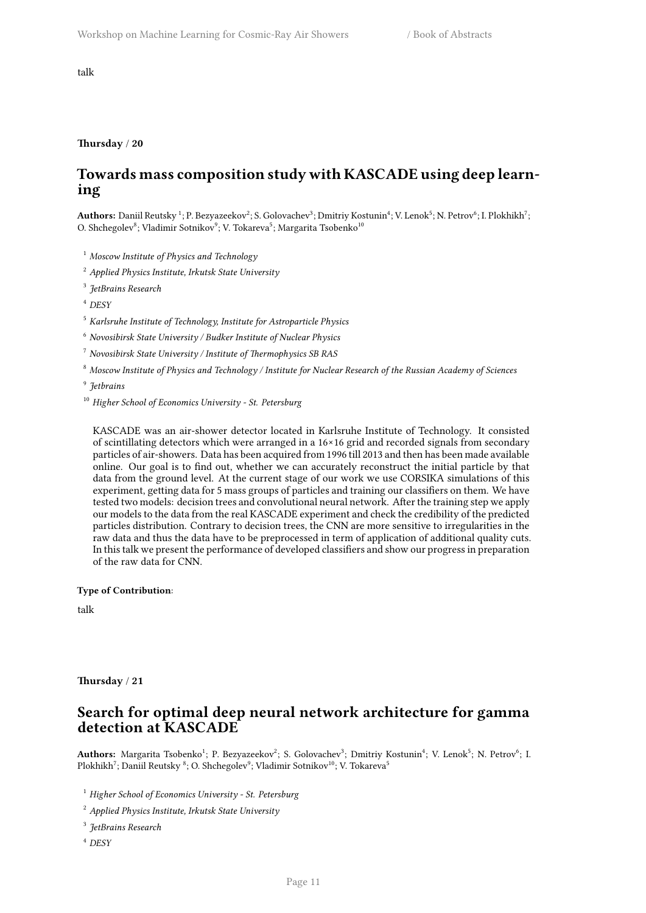talk

**Thursday** / **20**

## Towards mass composition study with KASCADE using deep learning

**Authors:** Daniil Reutsky [1]; P. Bezyazeekov[2]; S. Golovachev[3]; Dmitriy Kostunin[4]; V. Lenok[5]; N. Petrov[6]; I. Plokhikh[7]; O. Shchegolev[8]; Vladimir Sotnikov[9]; V. Tokareva[5]; Margarita Tsobenko[10]

[1] *Moscow Institute of Physics and Technology*

[2] *Applied Physics Institute, Irkutsk State University*

[3] *JetBrains Research*

[4] *DESY*

[5] *Karlsruhe Institute of Technology, Institute for Astroparticle Physics*

[6] *Novosibirsk State University / Budker Institute of Nuclear Physics*

[7] *Novosibirsk State University / Institute of Thermophysics SB RAS*

[8] *Moscow Institute of Physics and Technology / Institute for Nuclear Research of the Russian Academy of Sciences*

[9] *Jetbrains*

[10] *Higher School of Economics University - St. Petersburg*

KASCADE was an air-shower detector located in Karlsruhe Institute of Technology. It consisted of scintillating detectors which were arranged in a 16×16 grid and recorded signals from secondary particles of air-showers. Data has been acquired from 1996 till 2013 and then has been made available online. Our goal is to find out, whether we can accurately reconstruct the initial particle by that data from the ground level. At the current stage of our work we use CORSIKA simulations of this experiment, getting data for 5 mass groups of particles and training our classifiers on them. We have tested two models: decision trees and convolutional neural network. After the training step we apply our models to the data from the real KASCADE experiment and check the credibility of the predicted particles distribution. Contrary to decision trees, the CNN are more sensitive to irregularities in the raw data and thus the data have to be preprocessed in term of application of additional quality cuts. In this talk we present the performance of developed classifiers and show our progress in preparation of the raw data for CNN.

**Type of Contribution**:

talk

**Thursday** / **21**

## Search for optimal deep neural network architecture for gamma detection at KASCADE

**Authors:** Margarita Tsobenko[1]; P. Bezyazeekov[2]; S. Golovachev[3]; Dmitriy Kostunin[4]; V. Lenok[5]; N. Petrov[6]; I. Plokhikh[7]; Daniil Reutsky [8]; O. Shchegolev[9]; Vladimir Sotnikov[10]; V. Tokareva[5]

[1] *Higher School of Economics University - St. Petersburg*

[2] *Applied Physics Institute, Irkutsk State University*

[3] *JetBrains Research*

[4] *DESY*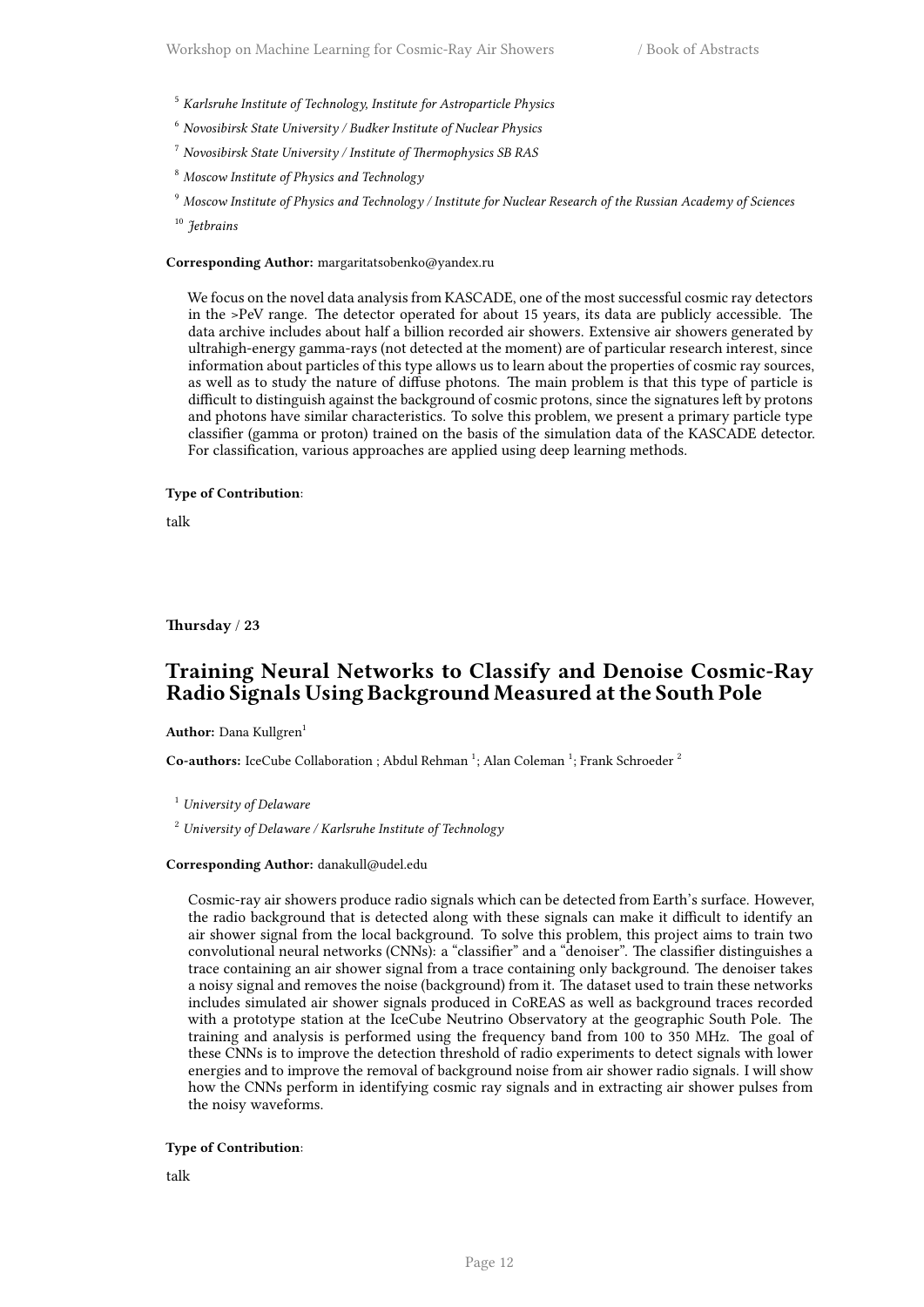[5] *Karlsruhe Institute of Technology, Institute for Astroparticle Physics*

[6] *Novosibirsk State University / Budker Institute of Nuclear Physics*

[7] *Novosibirsk State University / Institute of Thermophysics SB RAS*

[8] *Moscow Institute of Physics and Technology*

[9] *Moscow Institute of Physics and Technology / Institute for Nuclear Research of the Russian Academy of Sciences*

[10] *Jetbrains*

**Corresponding Author:** margaritatsobenko@yandex.ru

We focus on the novel data analysis from KASCADE, one of the most successful cosmic ray detectors in the >PeV range. The detector operated for about 15 years, its data are publicly accessible. The data archive includes about half a billion recorded air showers. Extensive air showers generated by ultrahigh-energy gamma-rays (not detected at the moment) are of particular research interest, since information about particles of this type allows us to learn about the properties of cosmic ray sources, as well as to study the nature of diffuse photons. The main problem is that this type of particle is difficult to distinguish against the background of cosmic protons, since the signatures left by protons and photons have similar characteristics. To solve this problem, we present a primary particle type classifier (gamma or proton) trained on the basis of the simulation data of the KASCADE detector. For classification, various approaches are applied using deep learning methods.

**Type of Contribution**:

talk

**Thursday** / **23**

## Training Neural Networks to Classify and Denoise Cosmic-Ray Radio Signals Using Background Measured at the South Pole

**Author:** Dana Kullgren[1]

**Co-authors:** IceCube Collaboration ; Abdul Rehman [1]; Alan Coleman [1]; Frank Schroeder [2]

[1] *University of Delaware*

[2] *University of Delaware / Karlsruhe Institute of Technology*

**Corresponding Author:** danakull@udel.edu

Cosmic-ray air showers produce radio signals which can be detected from Earth's surface. However, the radio background that is detected along with these signals can make it difficult to identify an air shower signal from the local background. To solve this problem, this project aims to train two convolutional neural networks (CNNs): a "classifier" and a "denoiser". The classifier distinguishes a trace containing an air shower signal from a trace containing only background. The denoiser takes a noisy signal and removes the noise (background) from it. The dataset used to train these networks includes simulated air shower signals produced in CoREAS as well as background traces recorded with a prototype station at the IceCube Neutrino Observatory at the geographic South Pole. The training and analysis is performed using the frequency band from 100 to 350 MHz. The goal of these CNNs is to improve the detection threshold of radio experiments to detect signals with lower energies and to improve the removal of background noise from air shower radio signals. I will show how the CNNs perform in identifying cosmic ray signals and in extracting air shower pulses from the noisy waveforms.

**Type of Contribution**:

talk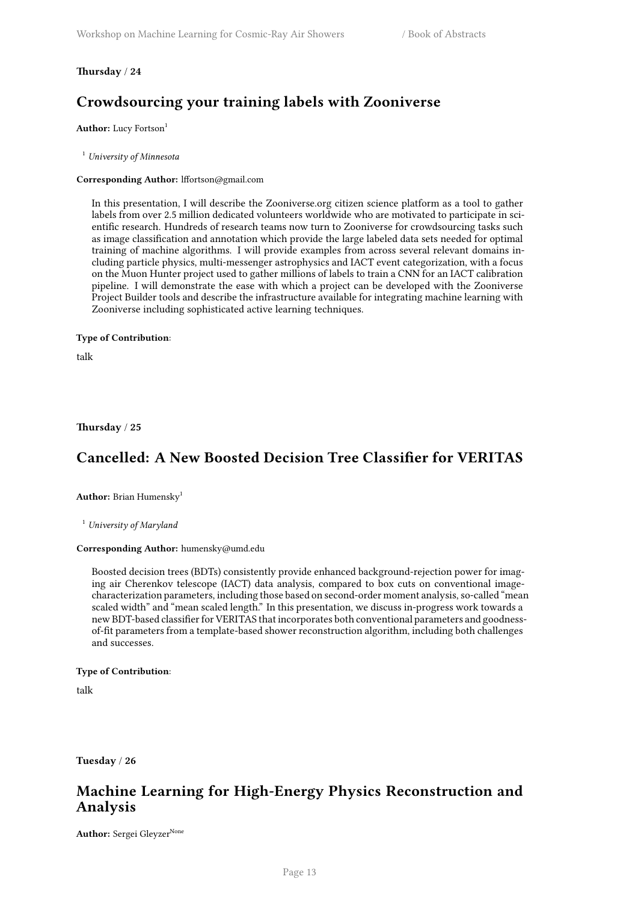**Thursday** / **24**

## Crowdsourcing your training labels with Zooniverse

**Author:** Lucy Fortson[1]

[1] *University of Minnesota*

**Corresponding Author:** lffortson@gmail.com

In this presentation, I will describe the Zooniverse.org citizen science platform as a tool to gather labels from over 2.5 million dedicated volunteers worldwide who are motivated to participate in scientific research. Hundreds of research teams now turn to Zooniverse for crowdsourcing tasks such as image classification and annotation which provide the large labeled data sets needed for optimal training of machine algorithms. I will provide examples from across several relevant domains including particle physics, multi-messenger astrophysics and IACT event categorization, with a focus on the Muon Hunter project used to gather millions of labels to train a CNN for an IACT calibration pipeline. I will demonstrate the ease with which a project can be developed with the Zooniverse Project Builder tools and describe the infrastructure available for integrating machine learning with Zooniverse including sophisticated active learning techniques.

**Type of Contribution**:

talk

**Thursday** / **25**

## Cancelled: A New Boosted Decision Tree Classifier for VERITAS

**Author:** Brian Humensky[1]

[1] *University of Maryland*

**Corresponding Author:** humensky@umd.edu

Boosted decision trees (BDTs) consistently provide enhanced background-rejection power for imaging air Cherenkov telescope (IACT) data analysis, compared to box cuts on conventional image-characterization parameters, including those based on second-order moment analysis, so-called "mean scaled width" and "mean scaled length." In this presentation, we discuss in-progress work towards a new BDT-based classifier for VERITAS that incorporates both conventional parameters and goodness-of-fit parameters from a template-based shower reconstruction algorithm, including both challenges and successes.

**Type of Contribution**:

talk

**Tuesday** / **26**

## Machine Learning for High-Energy Physics Reconstruction and Analysis

**Author:** Sergei Gleyzer[None]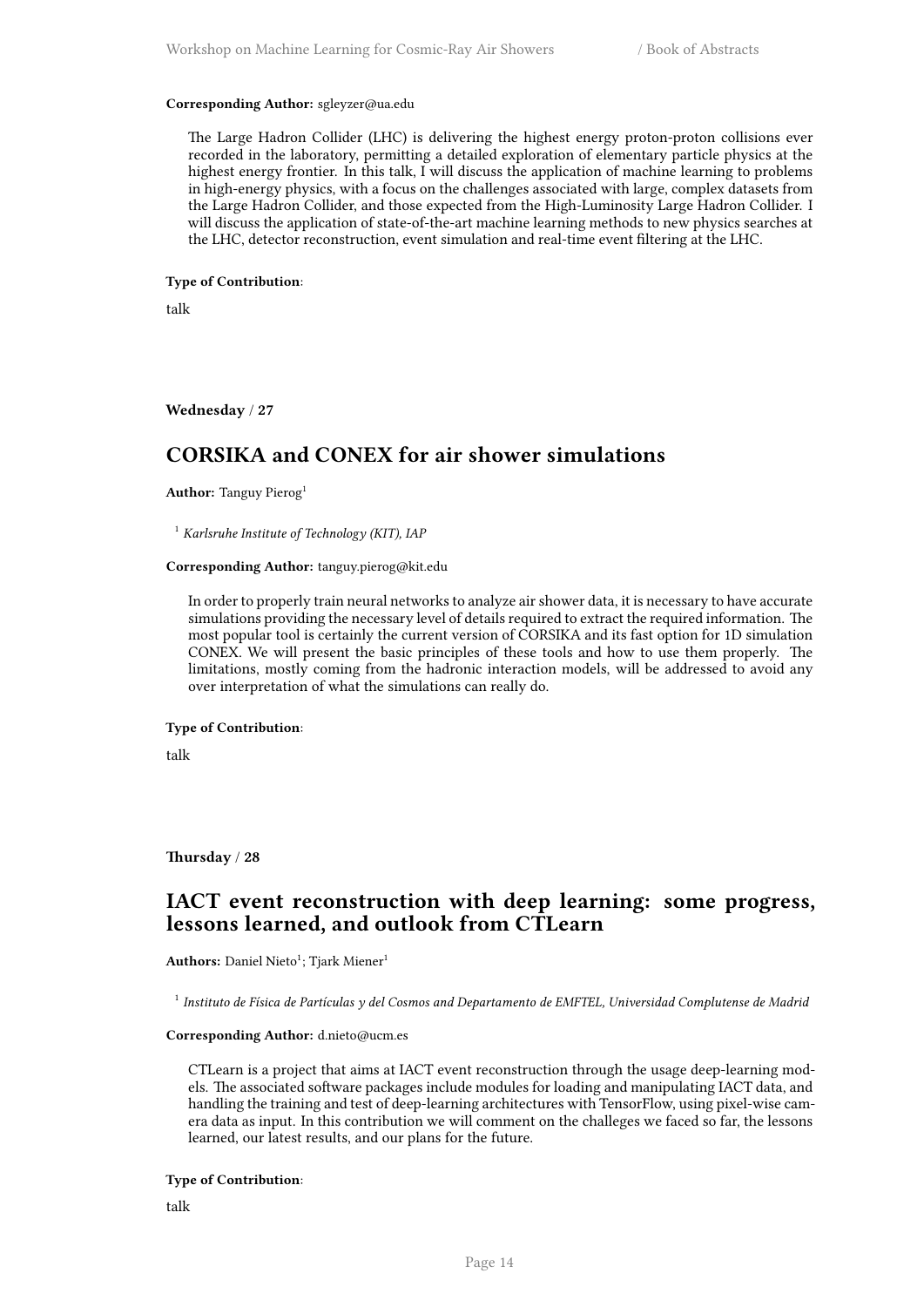**Corresponding Author:** sgleyzer@ua.edu

The Large Hadron Collider (LHC) is delivering the highest energy proton-proton collisions ever recorded in the laboratory, permitting a detailed exploration of elementary particle physics at the highest energy frontier. In this talk, I will discuss the application of machine learning to problems in high-energy physics, with a focus on the challenges associated with large, complex datasets from the Large Hadron Collider, and those expected from the High-Luminosity Large Hadron Collider. I will discuss the application of state-of-the-art machine learning methods to new physics searches at the LHC, detector reconstruction, event simulation and real-time event filtering at the LHC.

**Type of Contribution**:

talk

**Wednesday / 27**

## CORSIKA and CONEX for air shower simulations

**Author:** Tanguy Pierog[1]

[1] *Karlsruhe Institute of Technology (KIT), IAP*

**Corresponding Author:** tanguy.pierog@kit.edu

In order to properly train neural networks to analyze air shower data, it is necessary to have accurate simulations providing the necessary level of details required to extract the required information. The most popular tool is certainly the current version of CORSIKA and its fast option for 1D simulation CONEX. We will present the basic principles of these tools and how to use them properly. The limitations, mostly coming from the hadronic interaction models, will be addressed to avoid any over interpretation of what the simulations can really do.

**Type of Contribution**:

talk

**Thursday / 28**

## IACT event reconstruction with deep learning: some progress, lessons learned, and outlook from CTLearn

**Authors:** Daniel Nieto[1]; Tjark Miener[1]

[1] *Instituto de Física de Partículas y del Cosmos and Departamento de EMFTEL, Universidad Complutense de Madrid*

**Corresponding Author:** d.nieto@ucm.es

CTLearn is a project that aims at IACT event reconstruction through the usage deep-learning models. The associated software packages include modules for loading and manipulating IACT data, and handling the training and test of deep-learning architectures with TensorFlow, using pixel-wise camera data as input. In this contribution we will comment on the challeges we faced so far, the lessons learned, our latest results, and our plans for the future.

**Type of Contribution**:

talk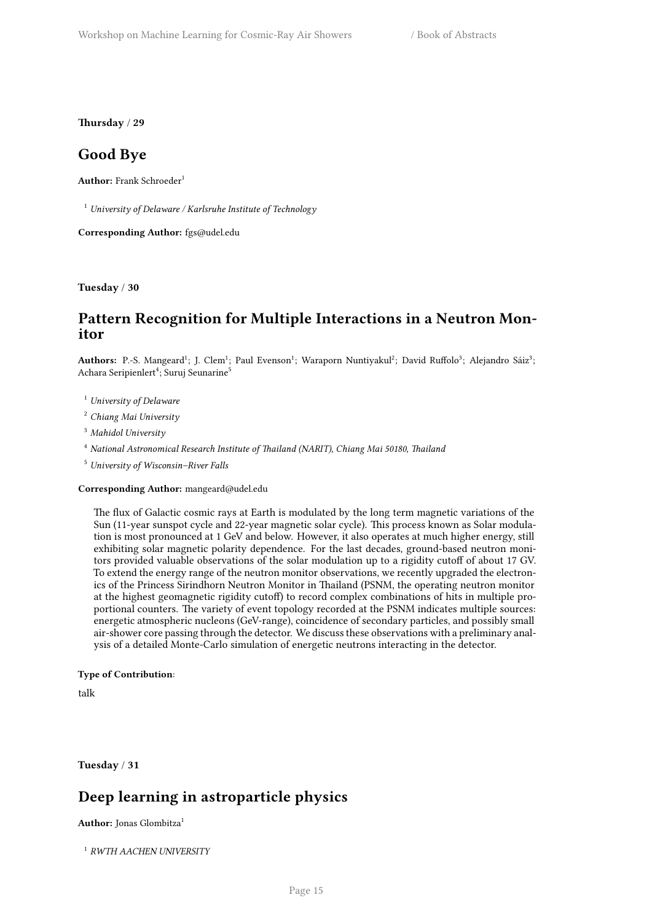**Thursday** / **29**

## Good Bye

**Author:** Frank Schroeder[1]

[1] *University of Delaware / Karlsruhe Institute of Technology*

**Corresponding Author:** fgs@udel.edu

**Tuesday** / **30**

## Pattern Recognition for Multiple Interactions in a Neutron Monitor

**Authors:** P.-S. Mangeard[1]; J. Clem[1]; Paul Evenson[1]; Waraporn Nuntiyakul[2]; David Ruffolo[3]; Alejandro Sáiz[3]; Achara Seripienlert[4]; Suruj Seunarine[5]

[1] *University of Delaware*

[2] *Chiang Mai University*

[3] *Mahidol University*

[4] *National Astronomical Research Institute of Thailand (NARIT), Chiang Mai 50180, Thailand*

[5] *University of Wisconsin–River Falls*

**Corresponding Author:** mangeard@udel.edu

The flux of Galactic cosmic rays at Earth is modulated by the long term magnetic variations of the Sun (11-year sunspot cycle and 22-year magnetic solar cycle). This process known as Solar modulation is most pronounced at 1 GeV and below. However, it also operates at much higher energy, still exhibiting solar magnetic polarity dependence. For the last decades, ground-based neutron monitors provided valuable observations of the solar modulation up to a rigidity cutoff of about 17 GV. To extend the energy range of the neutron monitor observations, we recently upgraded the electronics of the Princess Sirindhorn Neutron Monitor in Thailand (PSNM, the operating neutron monitor at the highest geomagnetic rigidity cutoff) to record complex combinations of hits in multiple proportional counters. The variety of event topology recorded at the PSNM indicates multiple sources: energetic atmospheric nucleons (GeV-range), coincidence of secondary particles, and possibly small air-shower core passing through the detector. We discuss these observations with a preliminary analysis of a detailed Monte-Carlo simulation of energetic neutrons interacting in the detector.

**Type of Contribution**:

talk

**Tuesday** / **31**

## Deep learning in astroparticle physics

**Author:** Jonas Glombitza[1]

[1] *RWTH AACHEN UNIVERSITY*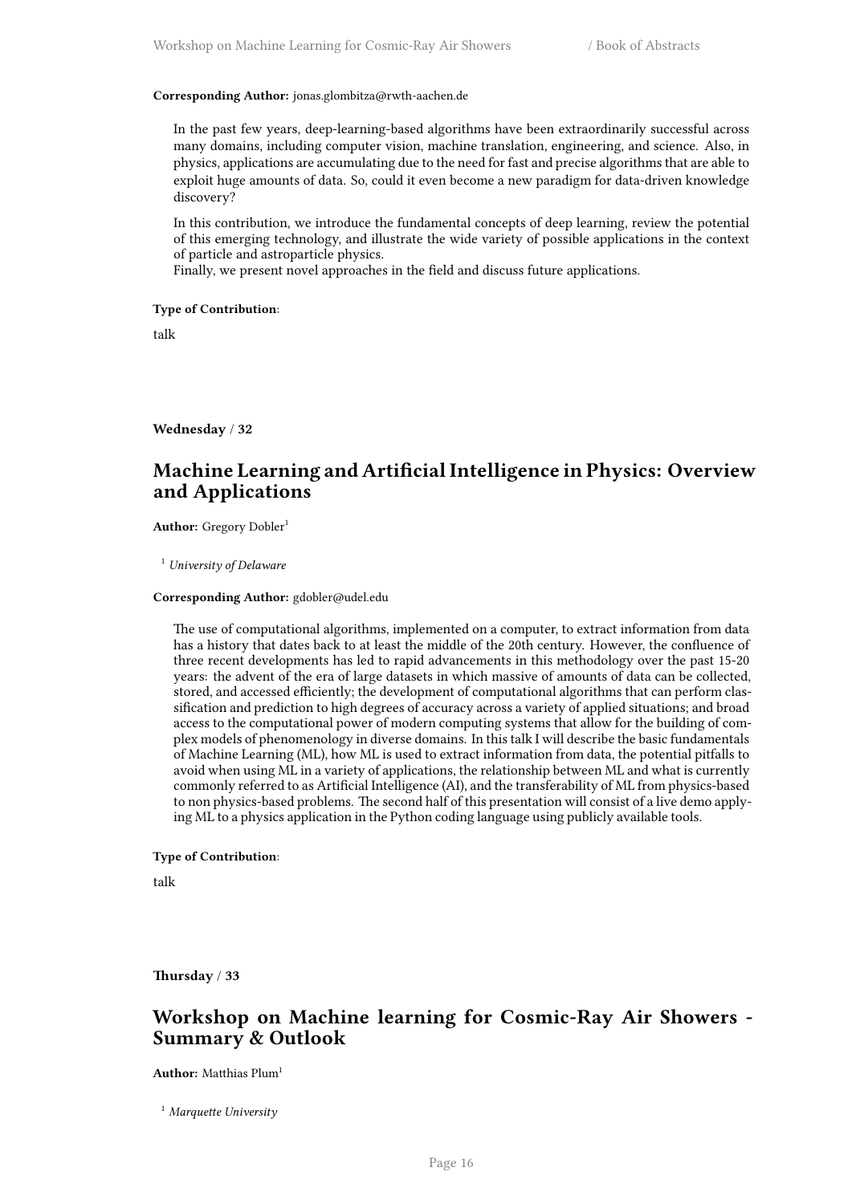**Corresponding Author:** jonas.glombitza@rwth-aachen.de

In the past few years, deep-learning-based algorithms have been extraordinarily successful across many domains, including computer vision, machine translation, engineering, and science. Also, in physics, applications are accumulating due to the need for fast and precise algorithms that are able to exploit huge amounts of data. So, could it even become a new paradigm for data-driven knowledge discovery?

In this contribution, we introduce the fundamental concepts of deep learning, review the potential of this emerging technology, and illustrate the wide variety of possible applications in the context of particle and astroparticle physics.
Finally, we present novel approaches in the field and discuss future applications.

**Type of Contribution**:

talk

**Wednesday / 32**

## Machine Learning and Artificial Intelligence in Physics: Overview and Applications

**Author:** Gregory Dobler[1]

[1] *University of Delaware*

**Corresponding Author:** gdobler@udel.edu

The use of computational algorithms, implemented on a computer, to extract information from data has a history that dates back to at least the middle of the 20th century. However, the confluence of three recent developments has led to rapid advancements in this methodology over the past 15-20 years: the advent of the era of large datasets in which massive of amounts of data can be collected, stored, and accessed efficiently; the development of computational algorithms that can perform classification and prediction to high degrees of accuracy across a variety of applied situations; and broad access to the computational power of modern computing systems that allow for the building of complex models of phenomenology in diverse domains. In this talk I will describe the basic fundamentals of Machine Learning (ML), how ML is used to extract information from data, the potential pitfalls to avoid when using ML in a variety of applications, the relationship between ML and what is currently commonly referred to as Artificial Intelligence (AI), and the transferability of ML from physics-based to non physics-based problems. The second half of this presentation will consist of a live demo applying ML to a physics application in the Python coding language using publicly available tools.

**Type of Contribution**:

talk

**Thursday / 33**

## Workshop on Machine learning for Cosmic-Ray Air Showers - Summary & Outlook

**Author:** Matthias Plum[1]

[1] *Marquette University*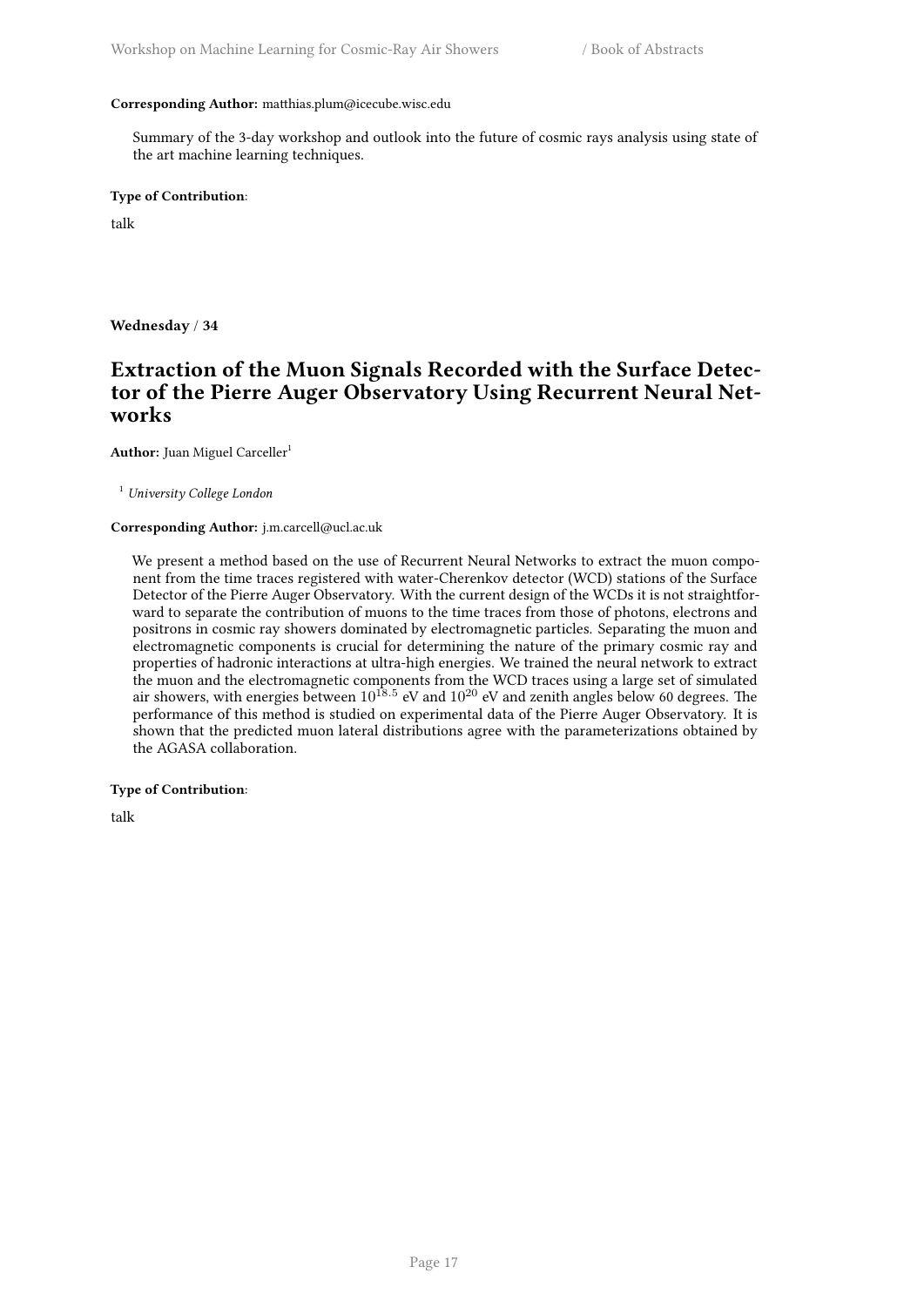**Corresponding Author:** matthias.plum@icecube.wisc.edu

Summary of the 3-day workshop and outlook into the future of cosmic rays analysis using state of the art machine learning techniques.

**Type of Contribution**:

talk

**Wednesday** / **34**

## Extraction of the Muon Signals Recorded with the Surface Detector of the Pierre Auger Observatory Using Recurrent Neural Networks

**Author:** Juan Miguel Carceller[1]

[1] *University College London*

**Corresponding Author:** j.m.carcell@ucl.ac.uk

We present a method based on the use of Recurrent Neural Networks to extract the muon component from the time traces registered with water-Cherenkov detector (WCD) stations of the Surface Detector of the Pierre Auger Observatory. With the current design of the WCDs it is not straightforward to separate the contribution of muons to the time traces from those of photons, electrons and positrons in cosmic ray showers dominated by electromagnetic particles. Separating the muon and electromagnetic components is crucial for determining the nature of the primary cosmic ray and properties of hadronic interactions at ultra-high energies. We trained the neural network to extract the muon and the electromagnetic components from the WCD traces using a large set of simulated air showers, with energies between $10^{18.5}$ eV and $10^{20}$ eV and zenith angles below 60 degrees. The performance of this method is studied on experimental data of the Pierre Auger Observatory. It is shown that the predicted muon lateral distributions agree with the parameterizations obtained by the AGASA collaboration.

**Type of Contribution**:

talk